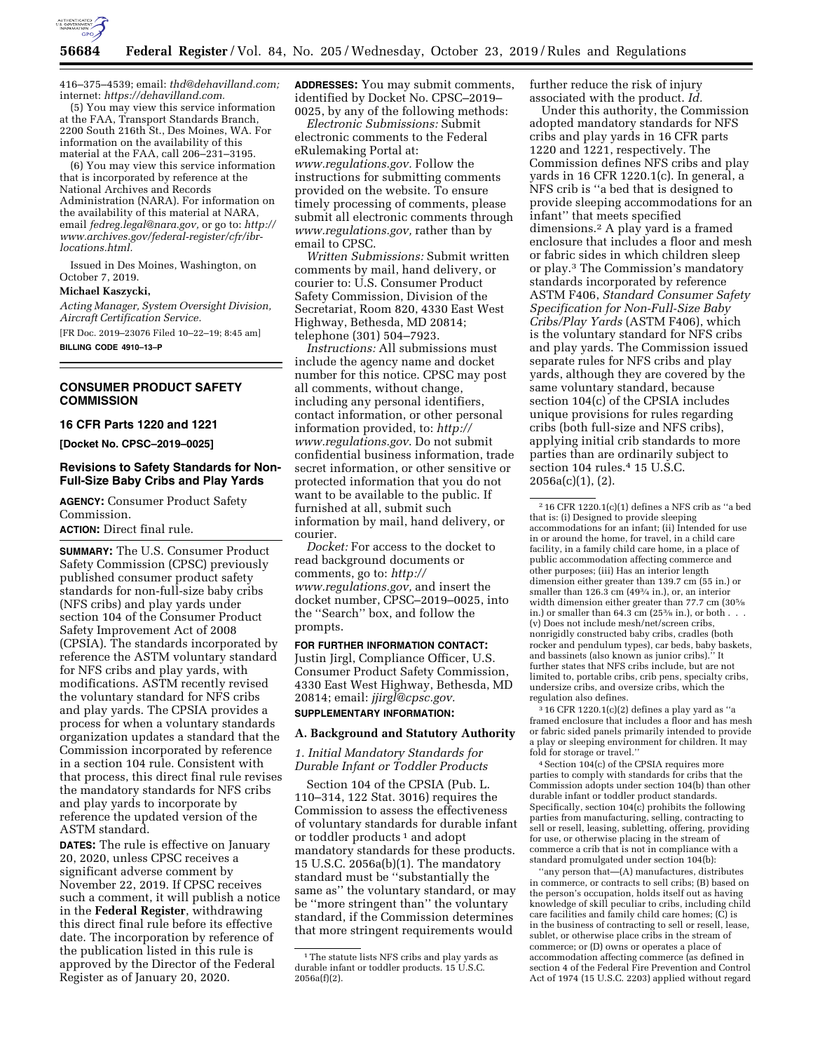416–375–4539; email: *thd@dehavilland.com;* internet: *https://dehavilland.com.*

(5) You may view this service information at the FAA, Transport Standards Branch, 2200 South 216th St., Des Moines, WA. For information on the availability of this material at the FAA, call 206–231–3195.

(6) You may view this service information that is incorporated by reference at the National Archives and Records Administration (NARA). For information on the availability of this material at NARA, email *fedreg.legal@nara.gov,* or go to: *http://www.archives.gov/federal-register/cfr/ibr-locations.html.*

Issued in Des Moines, Washington, on October 7, 2019.

**Michael Kaszycki,**

*Acting Manager, System Oversight Division, Aircraft Certification Service.*

[FR Doc. 2019–23076 Filed 10–22–19; 8:45 am]

**BILLING CODE 4910–13–P**

---

## CONSUMER PRODUCT SAFETY COMMISSION

### 16 CFR Parts 1220 and 1221

**[Docket No. CPSC–2019–0025]**

### Revisions to Safety Standards for Non-Full-Size Baby Cribs and Play Yards

**AGENCY:** Consumer Product Safety Commission.

**ACTION:** Direct final rule.

**SUMMARY:** The U.S. Consumer Product Safety Commission (CPSC) previously published consumer product safety standards for non-full-size baby cribs (NFS cribs) and play yards under section 104 of the Consumer Product Safety Improvement Act of 2008 (CPSIA). The standards incorporated by reference the ASTM voluntary standard for NFS cribs and play yards, with modifications. ASTM recently revised the voluntary standard for NFS cribs and play yards. The CPSIA provides a process for when a voluntary standards organization updates a standard that the Commission incorporated by reference in a section 104 rule. Consistent with that process, this direct final rule revises the mandatory standards for NFS cribs and play yards to incorporate by reference the updated version of the ASTM standard.

**DATES:** The rule is effective on January 20, 2020, unless CPSC receives a significant adverse comment by November 22, 2019. If CPSC receives such a comment, it will publish a notice in the **Federal Register**, withdrawing this direct final rule before its effective date. The incorporation by reference of the publication listed in this rule is approved by the Director of the Federal Register as of January 20, 2020.

**ADDRESSES:** You may submit comments, identified by Docket No. CPSC–2019–0025, by any of the following methods:

*Electronic Submissions:* Submit electronic comments to the Federal eRulemaking Portal at: *www.regulations.gov.* Follow the instructions for submitting comments provided on the website. To ensure timely processing of comments, please submit all electronic comments through *www.regulations.gov,* rather than by email to CPSC.

*Written Submissions:* Submit written comments by mail, hand delivery, or courier to: U.S. Consumer Product Safety Commission, Division of the Secretariat, Room 820, 4330 East West Highway, Bethesda, MD 20814; telephone (301) 504–7923.

*Instructions:* All submissions must include the agency name and docket number for this notice. CPSC may post all comments, without change, including any personal identifiers, contact information, or other personal information provided, to: *http://www.regulations.gov*. Do not submit confidential business information, trade secret information, or other sensitive or protected information that you do not want to be available to the public. If furnished at all, submit such information by mail, hand delivery, or courier.

*Docket:* For access to the docket to read background documents or comments, go to: *http://www.regulations.gov,* and insert the docket number, CPSC–2019–0025, into the ''Search'' box, and follow the prompts.

**FOR FURTHER INFORMATION CONTACT:** Justin Jirgl, Compliance Officer, U.S. Consumer Product Safety Commission, 4330 East West Highway, Bethesda, MD 20814; email: *jjirgl@cpsc.gov.*

**SUPPLEMENTARY INFORMATION:**

### A. Background and Statutory Authority

#### *1. Initial Mandatory Standards for Durable Infant or Toddler Products*

Section 104 of the CPSIA (Pub. L. 110–314, 122 Stat. 3016) requires the Commission to assess the effectiveness of voluntary standards for durable infant or toddler products [1] and adopt mandatory standards for these products. 15 U.S.C. 2056a(b)(1). The mandatory standard must be ''substantially the same as'' the voluntary standard, or may be ''more stringent than'' the voluntary standard, if the Commission determines that more stringent requirements would further reduce the risk of injury associated with the product. *Id.*

Under this authority, the Commission adopted mandatory standards for NFS cribs and play yards in 16 CFR parts 1220 and 1221, respectively. The Commission defines NFS cribs and play yards in 16 CFR 1220.1(c). In general, a NFS crib is ''a bed that is designed to provide sleeping accommodations for an infant'' that meets specified dimensions.[2] A play yard is a framed enclosure that includes a floor and mesh or fabric sides in which children sleep or play.[3] The Commission's mandatory standards incorporated by reference ASTM F406, *Standard Consumer Safety Specification for Non-Full-Size Baby Cribs/Play Yards* (ASTM F406), which is the voluntary standard for NFS cribs and play yards. The Commission issued separate rules for NFS cribs and play yards, although they are covered by the same voluntary standard, because section 104(c) of the CPSIA includes unique provisions for rules regarding cribs (both full-size and NFS cribs), applying initial crib standards to more parties than are ordinarily subject to section 104 rules.[4] 15 U.S.C. 2056a(c)(1), (2).

---

[1] The statute lists NFS cribs and play yards as durable infant or toddler products. 15 U.S.C. 2056a(f)(2).

[2] 16 CFR 1220.1(c)(1) defines a NFS crib as ''a bed that is: (i) Designed to provide sleeping accommodations for an infant; (ii) Intended for use in or around the home, for travel, in a child care facility, in a family child care home, in a place of public accommodation affecting commerce and other purposes; (iii) Has an interior length dimension either greater than 139.7 cm (55 in.) or smaller than 126.3 cm (49¾ in.), or, an interior width dimension either greater than 77.7 cm (30⅝ in.) or smaller than 64.3 cm (25⅜ in.), or both . . . (v) Does not include mesh/net/screen cribs, nonrigidly constructed baby cribs, cradles (both rocker and pendulum types), car beds, baby baskets, and bassinets (also known as junior cribs).'' It further states that NFS cribs include, but are not limited to, portable cribs, crib pens, specialty cribs, undersize cribs, and oversize cribs, which the regulation also defines.

[3] 16 CFR 1220.1(c)(2) defines a play yard as ''a framed enclosure that includes a floor and has mesh or fabric sided panels primarily intended to provide a play or sleeping environment for children. It may fold for storage or travel.''

[4] Section 104(c) of the CPSIA requires more parties to comply with standards for cribs that the Commission adopts under section 104(b) than other durable infant or toddler product standards. Specifically, section 104(c) prohibits the following parties from manufacturing, selling, contracting to sell or resell, leasing, subletting, offering, providing for use, or otherwise placing in the stream of commerce a crib that is not in compliance with a standard promulgated under section 104(b):

''any person that—(A) manufactures, distributes in commerce, or contracts to sell cribs; (B) based on the person's occupation, holds itself out as having knowledge of skill peculiar to cribs, including child care facilities and family child care homes; (C) is in the business of contracting to sell or resell, lease, sublet, or otherwise place cribs in the stream of commerce; or (D) owns or operates a place of accommodation affecting commerce (as defined in section 4 of the Federal Fire Prevention and Control Act of 1974 (15 U.S.C. 2203) applied without regard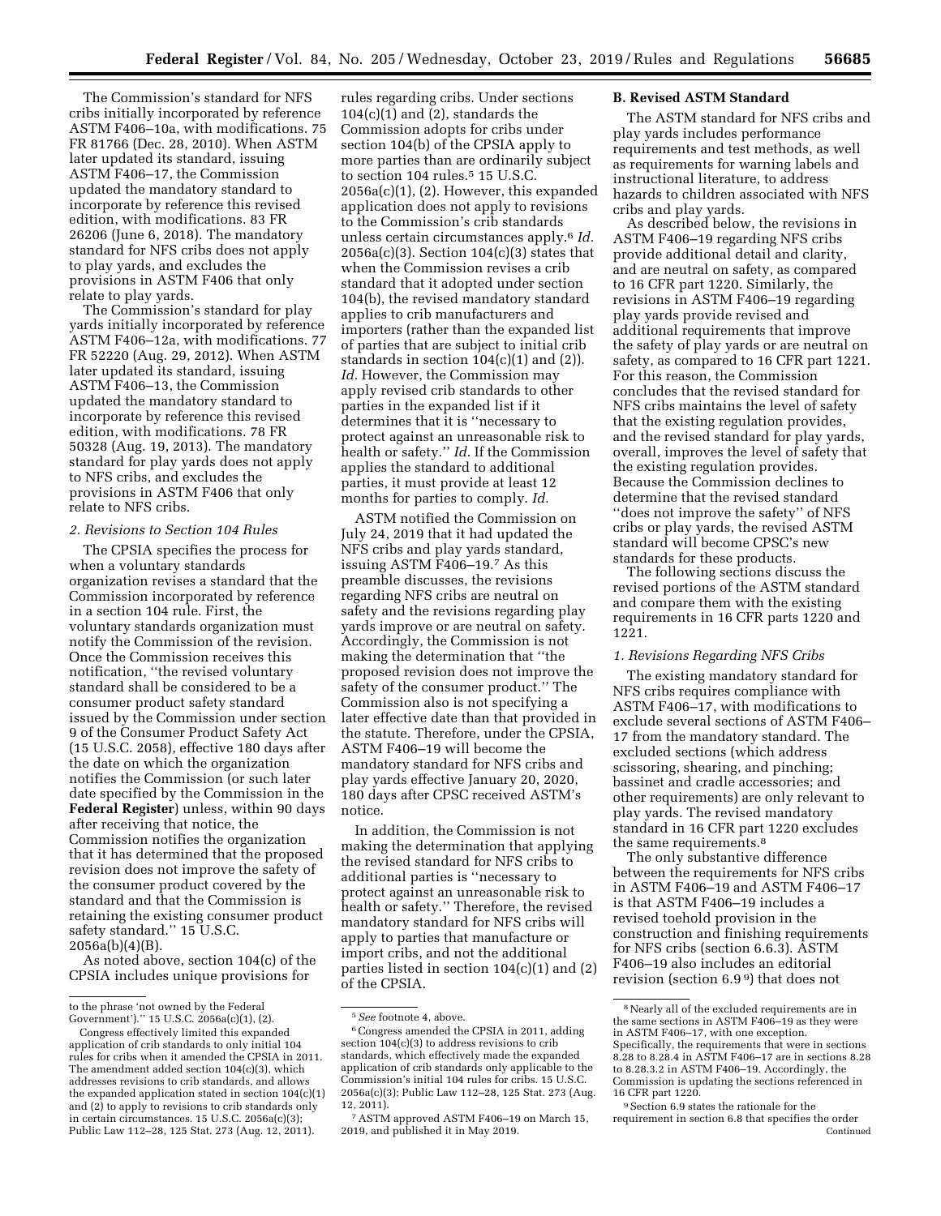The Commission's standard for NFS cribs initially incorporated by reference ASTM F406–10a, with modifications. 75 FR 81766 (Dec. 28, 2010). When ASTM later updated its standard, issuing ASTM F406–17, the Commission updated the mandatory standard to incorporate by reference this revised edition, with modifications. 83 FR 26206 (June 6, 2018). The mandatory standard for NFS cribs does not apply to play yards, and excludes the provisions in ASTM F406 that only relate to play yards.

The Commission's standard for play yards initially incorporated by reference ASTM F406–12a, with modifications. 77 FR 52220 (Aug. 29, 2012). When ASTM later updated its standard, issuing ASTM F406–13, the Commission updated the mandatory standard to incorporate by reference this revised edition, with modifications. 78 FR 50328 (Aug. 19, 2013). The mandatory standard for play yards does not apply to NFS cribs, and excludes the provisions in ASTM F406 that only relate to NFS cribs.

*2. Revisions to Section 104 Rules*

The CPSIA specifies the process for when a voluntary standards organization revises a standard that the Commission incorporated by reference in a section 104 rule. First, the voluntary standards organization must notify the Commission of the revision. Once the Commission receives this notification, ''the revised voluntary standard shall be considered to be a consumer product safety standard issued by the Commission under section 9 of the Consumer Product Safety Act (15 U.S.C. 2058), effective 180 days after the date on which the organization notifies the Commission (or such later date specified by the Commission in the **Federal Register**) unless, within 90 days after receiving that notice, the Commission notifies the organization that it has determined that the proposed revision does not improve the safety of the consumer product covered by the standard and that the Commission is retaining the existing consumer product safety standard.'' 15 U.S.C. 2056a(b)(4)(B).

As noted above, section 104(c) of the CPSIA includes unique provisions for rules regarding cribs. Under sections 104(c)(1) and (2), standards the Commission adopts for cribs under section 104(b) of the CPSIA apply to more parties than are ordinarily subject to section 104 rules.[5] 15 U.S.C. 2056a(c)(1), (2). However, this expanded application does not apply to revisions to the Commission's crib standards unless certain circumstances apply.[6] *Id.* 2056a(c)(3). Section 104(c)(3) states that when the Commission revises a crib standard that it adopted under section 104(b), the revised mandatory standard applies to crib manufacturers and importers (rather than the expanded list of parties that are subject to initial crib standards in section 104(c)(1) and (2)). *Id.* However, the Commission may apply revised crib standards to other parties in the expanded list if it determines that it is ''necessary to protect against an unreasonable risk to health or safety.'' *Id.* If the Commission applies the standard to additional parties, it must provide at least 12 months for parties to comply. *Id.*

ASTM notified the Commission on July 24, 2019 that it had updated the NFS cribs and play yards standard, issuing ASTM F406–19.[7] As this preamble discusses, the revisions regarding NFS cribs are neutral on safety and the revisions regarding play yards improve or are neutral on safety. Accordingly, the Commission is not making the determination that ''the proposed revision does not improve the safety of the consumer product.'' The Commission also is not specifying a later effective date than that provided in the statute. Therefore, under the CPSIA, ASTM F406–19 will become the mandatory standard for NFS cribs and play yards effective January 20, 2020, 180 days after CPSC received ASTM's notice.

In addition, the Commission is not making the determination that applying the revised standard for NFS cribs to additional parties is ''necessary to protect against an unreasonable risk to health or safety.'' Therefore, the revised mandatory standard for NFS cribs will apply to parties that manufacture or import cribs, and not the additional parties listed in section 104(c)(1) and (2) of the CPSIA.

**B. Revised ASTM Standard**

The ASTM standard for NFS cribs and play yards includes performance requirements and test methods, as well as requirements for warning labels and instructional literature, to address hazards to children associated with NFS cribs and play yards.

As described below, the revisions in ASTM F406–19 regarding NFS cribs provide additional detail and clarity, and are neutral on safety, as compared to 16 CFR part 1220. Similarly, the revisions in ASTM F406–19 regarding play yards provide revised and additional requirements that improve the safety of play yards or are neutral on safety, as compared to 16 CFR part 1221. For this reason, the Commission concludes that the revised standard for NFS cribs maintains the level of safety that the existing regulation provides, and the revised standard for play yards, overall, improves the level of safety that the existing regulation provides. Because the Commission declines to determine that the revised standard ''does not improve the safety'' of NFS cribs or play yards, the revised ASTM standard will become CPSC's new standards for these products.

The following sections discuss the revised portions of the ASTM standard and compare them with the existing requirements in 16 CFR parts 1220 and 1221.

*1. Revisions Regarding NFS Cribs*

The existing mandatory standard for NFS cribs requires compliance with ASTM F406–17, with modifications to exclude several sections of ASTM F406–17 from the mandatory standard. The excluded sections (which address scissoring, shearing, and pinching; bassinet and cradle accessories; and other requirements) are only relevant to play yards. The revised mandatory standard in 16 CFR part 1220 excludes the same requirements.[8]

The only substantive difference between the requirements for NFS cribs in ASTM F406–19 and ASTM F406–17 is that ASTM F406–19 includes a revised toehold provision in the construction and finishing requirements for NFS cribs (section 6.6.3). ASTM F406–19 also includes an editorial revision (section 6.9[9]) that does not

---

to the phrase 'not owned by the Federal Government').'' 15 U.S.C. 2056a(c)(1), (2).

Congress effectively limited this expanded application of crib standards to only initial 104 rules for cribs when it amended the CPSIA in 2011. The amendment added section 104(c)(3), which addresses revisions to crib standards, and allows the expanded application stated in section 104(c)(1) and (2) to apply to revisions to crib standards only in certain circumstances. 15 U.S.C. 2056a(c)(3); Public Law 112–28, 125 Stat. 273 (Aug. 12, 2011).

[5] *See* footnote 4, above.

[6] Congress amended the CPSIA in 2011, adding section 104(c)(3) to address revisions to crib standards, which effectively made the expanded application of crib standards only applicable to the Commission's initial 104 rules for cribs. 15 U.S.C. 2056a(c)(3); Public Law 112–28, 125 Stat. 273 (Aug. 12, 2011).

[7] ASTM approved ASTM F406–19 on March 15, 2019, and published it in May 2019.

[8] Nearly all of the excluded requirements are in the same sections in ASTM F406–19 as they were in ASTM F406–17, with one exception. Specifically, the requirements that were in sections 8.28 to 8.28.4 in ASTM F406–17 are in sections 8.28 to 8.28.3.2 in ASTM F406–19. Accordingly, the Commission is updating the sections referenced in 16 CFR part 1220.

[9] Section 6.9 states the rationale for the requirement in section 6.8 that specifies the order Continued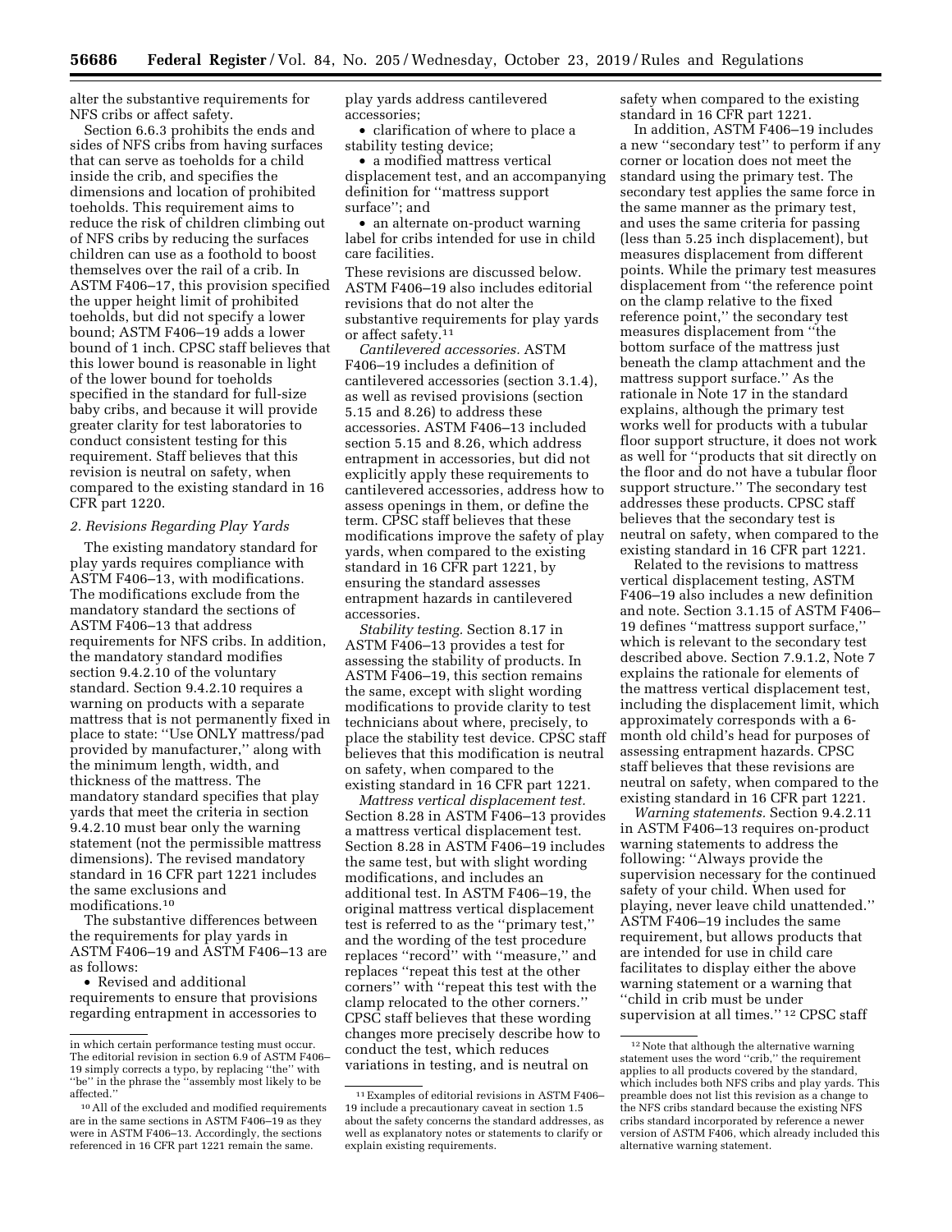alter the substantive requirements for NFS cribs or affect safety.

Section 6.6.3 prohibits the ends and sides of NFS cribs from having surfaces that can serve as toeholds for a child inside the crib, and specifies the dimensions and location of prohibited toeholds. This requirement aims to reduce the risk of children climbing out of NFS cribs by reducing the surfaces children can use as a foothold to boost themselves over the rail of a crib. In ASTM F406–17, this provision specified the upper height limit of prohibited toeholds, but did not specify a lower bound; ASTM F406–19 adds a lower bound of 1 inch. CPSC staff believes that this lower bound is reasonable in light of the lower bound for toeholds specified in the standard for full-size baby cribs, and because it will provide greater clarity for test laboratories to conduct consistent testing for this requirement. Staff believes that this revision is neutral on safety, when compared to the existing standard in 16 CFR part 1220.

### *2. Revisions Regarding Play Yards*

The existing mandatory standard for play yards requires compliance with ASTM F406–13, with modifications. The modifications exclude from the mandatory standard the sections of ASTM F406–13 that address requirements for NFS cribs. In addition, the mandatory standard modifies section 9.4.2.10 of the voluntary standard. Section 9.4.2.10 requires a warning on products with a separate mattress that is not permanently fixed in place to state: ''Use ONLY mattress/pad provided by manufacturer,'' along with the minimum length, width, and thickness of the mattress. The mandatory standard specifies that play yards that meet the criteria in section 9.4.2.10 must bear only the warning statement (not the permissible mattress dimensions). The revised mandatory standard in 16 CFR part 1221 includes the same exclusions and modifications.[10]

The substantive differences between the requirements for play yards in ASTM F406–19 and ASTM F406–13 are as follows:

- Revised and additional requirements to ensure that provisions regarding entrapment in accessories to play yards address cantilevered accessories;
- clarification of where to place a stability testing device;
- a modified mattress vertical displacement test, and an accompanying definition for ''mattress support surface''; and
- an alternate on-product warning label for cribs intended for use in child care facilities.

These revisions are discussed below. ASTM F406–19 also includes editorial revisions that do not alter the substantive requirements for play yards or affect safety.[11]

*Cantilevered accessories.* ASTM F406–19 includes a definition of cantilevered accessories (section 3.1.4), as well as revised provisions (section 5.15 and 8.26) to address these accessories. ASTM F406–13 included section 5.15 and 8.26, which address entrapment in accessories, but did not explicitly apply these requirements to cantilevered accessories, address how to assess openings in them, or define the term. CPSC staff believes that these modifications improve the safety of play yards, when compared to the existing standard in 16 CFR part 1221, by ensuring the standard assesses entrapment hazards in cantilevered accessories.

*Stability testing.* Section 8.17 in ASTM F406–13 provides a test for assessing the stability of products. In ASTM F406–19, this section remains the same, except with slight wording modifications to provide clarity to test technicians about where, precisely, to place the stability test device. CPSC staff believes that this modification is neutral on safety, when compared to the existing standard in 16 CFR part 1221.

*Mattress vertical displacement test.* Section 8.28 in ASTM F406–13 provides a mattress vertical displacement test. Section 8.28 in ASTM F406–19 includes the same test, but with slight wording modifications, and includes an additional test. In ASTM F406–19, the original mattress vertical displacement test is referred to as the ''primary test,'' and the wording of the test procedure replaces ''record'' with ''measure,'' and replaces ''repeat this test at the other corners'' with ''repeat this test with the clamp relocated to the other corners.'' CPSC staff believes that these wording changes more precisely describe how to conduct the test, which reduces variations in testing, and is neutral on safety when compared to the existing standard in 16 CFR part 1221.

In addition, ASTM F406–19 includes a new ''secondary test'' to perform if any corner or location does not meet the standard using the primary test. The secondary test applies the same force in the same manner as the primary test, and uses the same criteria for passing (less than 5.25 inch displacement), but measures displacement from different points. While the primary test measures displacement from ''the reference point on the clamp relative to the fixed reference point,'' the secondary test measures displacement from ''the bottom surface of the mattress just beneath the clamp attachment and the mattress support surface.'' As the rationale in Note 17 in the standard explains, although the primary test works well for products with a tubular floor support structure, it does not work as well for ''products that sit directly on the floor and do not have a tubular floor support structure.'' The secondary test addresses these products. CPSC staff believes that the secondary test is neutral on safety, when compared to the existing standard in 16 CFR part 1221.

Related to the revisions to mattress vertical displacement testing, ASTM F406–19 also includes a new definition and note. Section 3.1.15 of ASTM F406–19 defines ''mattress support surface,'' which is relevant to the secondary test described above. Section 7.9.1.2, Note 7 explains the rationale for elements of the mattress vertical displacement test, including the displacement limit, which approximately corresponds with a 6-month old child's head for purposes of assessing entrapment hazards. CPSC staff believes that these revisions are neutral on safety, when compared to the existing standard in 16 CFR part 1221.

*Warning statements.* Section 9.4.2.11 in ASTM F406–13 requires on-product warning statements to address the following: ''Always provide the supervision necessary for the continued safety of your child. When used for playing, never leave child unattended.'' ASTM F406–19 includes the same requirement, but allows products that are intended for use in child care facilitates to display either the above warning statement or a warning that ''child in crib must be under supervision at all times.''[12] CPSC staff

---

in which certain performance testing must occur. The editorial revision in section 6.9 of ASTM F406–19 simply corrects a typo, by replacing ''the'' with ''be'' in the phrase the ''assembly most likely to be affected.''

[10] All of the excluded and modified requirements are in the same sections in ASTM F406–19 as they were in ASTM F406–13. Accordingly, the sections referenced in 16 CFR part 1221 remain the same.

[11] Examples of editorial revisions in ASTM F406–19 include a precautionary caveat in section 1.5 about the safety concerns the standard addresses, as well as explanatory notes or statements to clarify or explain existing requirements.

[12] Note that although the alternative warning statement uses the word ''crib,'' the requirement applies to all products covered by the standard, which includes both NFS cribs and play yards. This preamble does not list this revision as a change to the NFS cribs standard because the existing NFS cribs standard incorporated by reference a newer version of ASTM F406, which already included this alternative warning statement.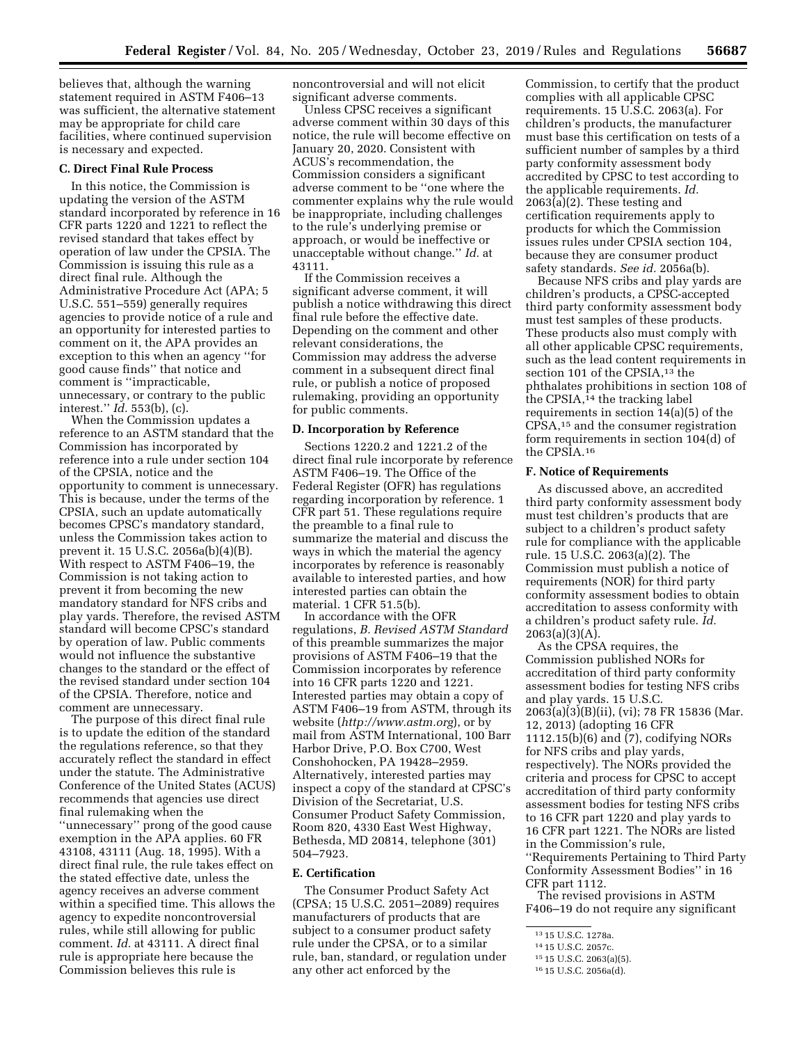believes that, although the warning statement required in ASTM F406–13 was sufficient, the alternative statement may be appropriate for child care facilities, where continued supervision is necessary and expected.

### C. Direct Final Rule Process

In this notice, the Commission is updating the version of the ASTM standard incorporated by reference in 16 CFR parts 1220 and 1221 to reflect the revised standard that takes effect by operation of law under the CPSIA. The Commission is issuing this rule as a direct final rule. Although the Administrative Procedure Act (APA; 5 U.S.C. 551–559) generally requires agencies to provide notice of a rule and an opportunity for interested parties to comment on it, the APA provides an exception to this when an agency ''for good cause finds'' that notice and comment is ''impracticable, unnecessary, or contrary to the public interest.'' *Id.* 553(b), (c).

When the Commission updates a reference to an ASTM standard that the Commission has incorporated by reference into a rule under section 104 of the CPSIA, notice and the opportunity to comment is unnecessary. This is because, under the terms of the CPSIA, such an update automatically becomes CPSC's mandatory standard, unless the Commission takes action to prevent it. 15 U.S.C. 2056a(b)(4)(B). With respect to ASTM F406–19, the Commission is not taking action to prevent it from becoming the new mandatory standard for NFS cribs and play yards. Therefore, the revised ASTM standard will become CPSC's standard by operation of law. Public comments would not influence the substantive changes to the standard or the effect of the revised standard under section 104 of the CPSIA. Therefore, notice and comment are unnecessary.

The purpose of this direct final rule is to update the edition of the standard the regulations reference, so that they accurately reflect the standard in effect under the statute. The Administrative Conference of the United States (ACUS) recommends that agencies use direct final rulemaking when the ''unnecessary'' prong of the good cause exemption in the APA applies. 60 FR 43108, 43111 (Aug. 18, 1995). With a direct final rule, the rule takes effect on the stated effective date, unless the agency receives an adverse comment within a specified time. This allows the agency to expedite noncontroversial rules, while still allowing for public comment. *Id.* at 43111. A direct final rule is appropriate here because the Commission believes this rule is noncontroversial and will not elicit significant adverse comments.

Unless CPSC receives a significant adverse comment within 30 days of this notice, the rule will become effective on January 20, 2020. Consistent with ACUS's recommendation, the Commission considers a significant adverse comment to be ''one where the commenter explains why the rule would be inappropriate, including challenges to the rule's underlying premise or approach, or would be ineffective or unacceptable without change.'' *Id.* at 43111.

If the Commission receives a significant adverse comment, it will publish a notice withdrawing this direct final rule before the effective date. Depending on the comment and other relevant considerations, the Commission may address the adverse comment in a subsequent direct final rule, or publish a notice of proposed rulemaking, providing an opportunity for public comments.

### D. Incorporation by Reference

Sections 1220.2 and 1221.2 of the direct final rule incorporate by reference ASTM F406–19. The Office of the Federal Register (OFR) has regulations regarding incorporation by reference. 1 CFR part 51. These regulations require the preamble to a final rule to summarize the material and discuss the ways in which the material the agency incorporates by reference is reasonably available to interested parties, and how interested parties can obtain the material. 1 CFR 51.5(b).

In accordance with the OFR regulations, *B. Revised ASTM Standard* of this preamble summarizes the major provisions of ASTM F406–19 that the Commission incorporates by reference into 16 CFR parts 1220 and 1221. Interested parties may obtain a copy of ASTM F406–19 from ASTM, through its website (*http://www.astm.org*), or by mail from ASTM International, 100 Barr Harbor Drive, P.O. Box C700, West Conshohocken, PA 19428–2959. Alternatively, interested parties may inspect a copy of the standard at CPSC's Division of the Secretariat, U.S. Consumer Product Safety Commission, Room 820, 4330 East West Highway, Bethesda, MD 20814, telephone (301) 504–7923.

### E. Certification

The Consumer Product Safety Act (CPSA; 15 U.S.C. 2051–2089) requires manufacturers of products that are subject to a consumer product safety rule under the CPSA, or to a similar rule, ban, standard, or regulation under any other act enforced by the Commission, to certify that the product complies with all applicable CPSC requirements. 15 U.S.C. 2063(a). For children's products, the manufacturer must base this certification on tests of a sufficient number of samples by a third party conformity assessment body accredited by CPSC to test according to the applicable requirements. *Id.* 2063(a)(2). These testing and certification requirements apply to products for which the Commission issues rules under CPSIA section 104, because they are consumer product safety standards. *See id.* 2056a(b).

Because NFS cribs and play yards are children's products, a CPSC-accepted third party conformity assessment body must test samples of these products. These products also must comply with all other applicable CPSC requirements, such as the lead content requirements in section 101 of the CPSIA,[13] the phthalates prohibitions in section 108 of the CPSIA,[14] the tracking label requirements in section 14(a)(5) of the CPSA,[15] and the consumer registration form requirements in section 104(d) of the CPSIA.[16]

### F. Notice of Requirements

As discussed above, an accredited third party conformity assessment body must test children's products that are subject to a children's product safety rule for compliance with the applicable rule. 15 U.S.C. 2063(a)(2). The Commission must publish a notice of requirements (NOR) for third party conformity assessment bodies to obtain accreditation to assess conformity with a children's product safety rule. *Id.* 2063(a)(3)(A).

As the CPSA requires, the Commission published NORs for accreditation of third party conformity assessment bodies for testing NFS cribs and play yards. 15 U.S.C. 2063(a)(3)(B)(ii), (vi); 78 FR 15836 (Mar. 12, 2013) (adopting 16 CFR 1112.15(b)(6) and (7), codifying NORs for NFS cribs and play yards, respectively). The NORs provided the criteria and process for CPSC to accept accreditation of third party conformity assessment bodies for testing NFS cribs to 16 CFR part 1220 and play yards to 16 CFR part 1221. The NORs are listed in the Commission's rule, ''Requirements Pertaining to Third Party Conformity Assessment Bodies'' in 16 CFR part 1112.

The revised provisions in ASTM F406–19 do not require any significant

[13] 15 U.S.C. 1278a.

[14] 15 U.S.C. 2057c.

[15] 15 U.S.C. 2063(a)(5).

[16] 15 U.S.C. 2056a(d).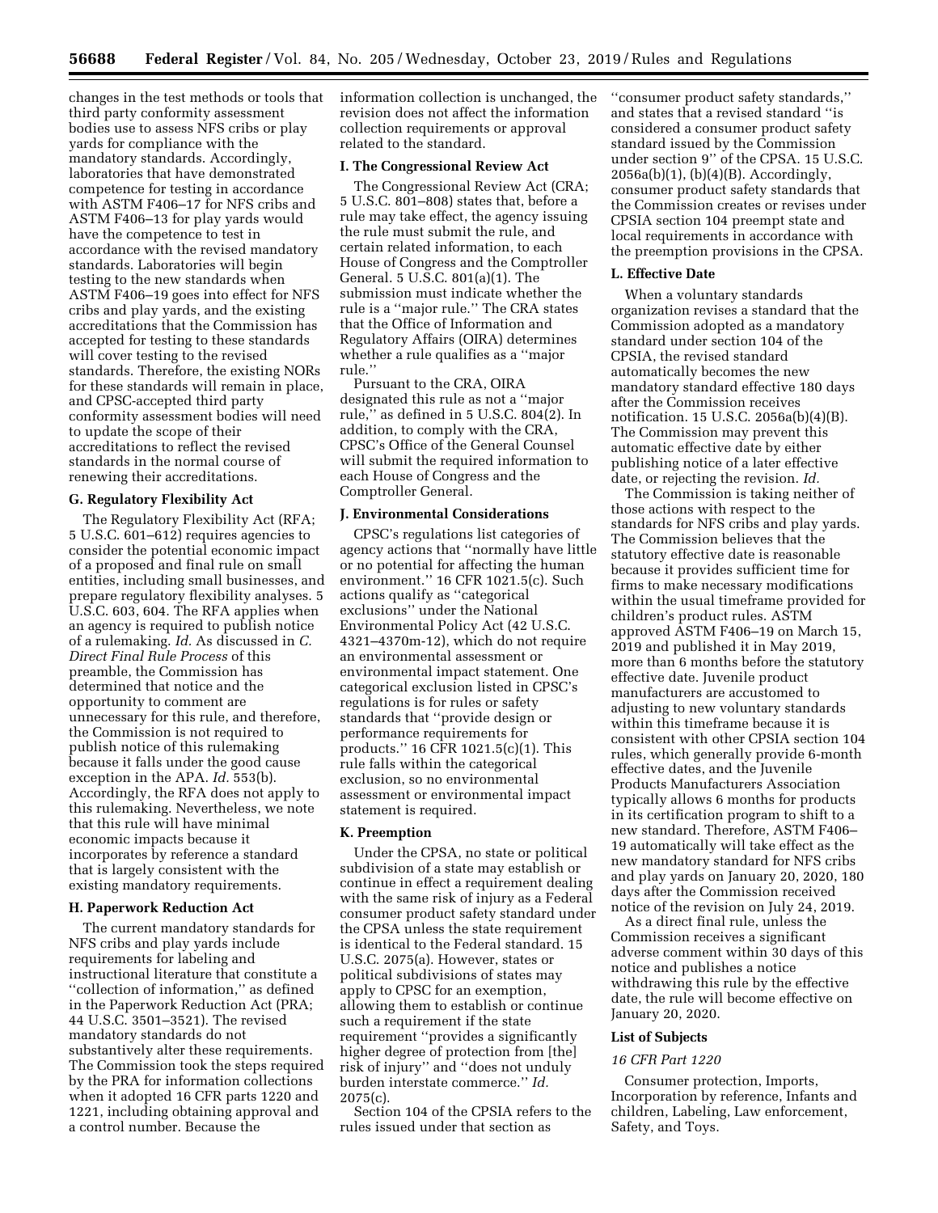changes in the test methods or tools that third party conformity assessment bodies use to assess NFS cribs or play yards for compliance with the mandatory standards. Accordingly, laboratories that have demonstrated competence for testing in accordance with ASTM F406–17 for NFS cribs and ASTM F406–13 for play yards would have the competence to test in accordance with the revised mandatory standards. Laboratories will begin testing to the new standards when ASTM F406–19 goes into effect for NFS cribs and play yards, and the existing accreditations that the Commission has accepted for testing to these standards will cover testing to the revised standards. Therefore, the existing NORs for these standards will remain in place, and CPSC-accepted third party conformity assessment bodies will need to update the scope of their accreditations to reflect the revised standards in the normal course of renewing their accreditations.

### G. Regulatory Flexibility Act

The Regulatory Flexibility Act (RFA; 5 U.S.C. 601–612) requires agencies to consider the potential economic impact of a proposed and final rule on small entities, including small businesses, and prepare regulatory flexibility analyses. 5 U.S.C. 603, 604. The RFA applies when an agency is required to publish notice of a rulemaking. *Id.* As discussed in *C. Direct Final Rule Process* of this preamble, the Commission has determined that notice and the opportunity to comment are unnecessary for this rule, and therefore, the Commission is not required to publish notice of this rulemaking because it falls under the good cause exception in the APA. *Id.* 553(b). Accordingly, the RFA does not apply to this rulemaking. Nevertheless, we note that this rule will have minimal economic impacts because it incorporates by reference a standard that is largely consistent with the existing mandatory requirements.

### H. Paperwork Reduction Act

The current mandatory standards for NFS cribs and play yards include requirements for labeling and instructional literature that constitute a ''collection of information,'' as defined in the Paperwork Reduction Act (PRA; 44 U.S.C. 3501–3521). The revised mandatory standards do not substantively alter these requirements. The Commission took the steps required by the PRA for information collections when it adopted 16 CFR parts 1220 and 1221, including obtaining approval and a control number. Because the information collection is unchanged, the revision does not affect the information collection requirements or approval related to the standard.

### I. The Congressional Review Act

The Congressional Review Act (CRA; 5 U.S.C. 801–808) states that, before a rule may take effect, the agency issuing the rule must submit the rule, and certain related information, to each House of Congress and the Comptroller General. 5 U.S.C. 801(a)(1). The submission must indicate whether the rule is a ''major rule.'' The CRA states that the Office of Information and Regulatory Affairs (OIRA) determines whether a rule qualifies as a ''major rule.''

Pursuant to the CRA, OIRA designated this rule as not a ''major rule,'' as defined in 5 U.S.C. 804(2). In addition, to comply with the CRA, CPSC's Office of the General Counsel will submit the required information to each House of Congress and the Comptroller General.

### J. Environmental Considerations

CPSC's regulations list categories of agency actions that ''normally have little or no potential for affecting the human environment.'' 16 CFR 1021.5(c). Such actions qualify as ''categorical exclusions'' under the National Environmental Policy Act (42 U.S.C. 4321–4370m-12), which do not require an environmental assessment or environmental impact statement. One categorical exclusion listed in CPSC's regulations is for rules or safety standards that ''provide design or performance requirements for products.'' 16 CFR 1021.5(c)(1). This rule falls within the categorical exclusion, so no environmental assessment or environmental impact statement is required.

### K. Preemption

Under the CPSA, no state or political subdivision of a state may establish or continue in effect a requirement dealing with the same risk of injury as a Federal consumer product safety standard under the CPSA unless the state requirement is identical to the Federal standard. 15 U.S.C. 2075(a). However, states or political subdivisions of states may apply to CPSC for an exemption, allowing them to establish or continue such a requirement if the state requirement ''provides a significantly higher degree of protection from [the] risk of injury'' and ''does not unduly burden interstate commerce.'' *Id.* 2075(c).

Section 104 of the CPSIA refers to the rules issued under that section as ''consumer product safety standards,'' and states that a revised standard ''is considered a consumer product safety standard issued by the Commission under section 9'' of the CPSA. 15 U.S.C. 2056a(b)(1), (b)(4)(B). Accordingly, consumer product safety standards that the Commission creates or revises under CPSIA section 104 preempt state and local requirements in accordance with the preemption provisions in the CPSA.

### L. Effective Date

When a voluntary standards organization revises a standard that the Commission adopted as a mandatory standard under section 104 of the CPSIA, the revised standard automatically becomes the new mandatory standard effective 180 days after the Commission receives notification. 15 U.S.C. 2056a(b)(4)(B). The Commission may prevent this automatic effective date by either publishing notice of a later effective date, or rejecting the revision. *Id.*

The Commission is taking neither of those actions with respect to the standards for NFS cribs and play yards. The Commission believes that the statutory effective date is reasonable because it provides sufficient time for firms to make necessary modifications within the usual timeframe provided for children's product rules. ASTM approved ASTM F406–19 on March 15, 2019 and published it in May 2019, more than 6 months before the statutory effective date. Juvenile product manufacturers are accustomed to adjusting to new voluntary standards within this timeframe because it is consistent with other CPSIA section 104 rules, which generally provide 6-month effective dates, and the Juvenile Products Manufacturers Association typically allows 6 months for products in its certification program to shift to a new standard. Therefore, ASTM F406–19 automatically will take effect as the new mandatory standard for NFS cribs and play yards on January 20, 2020, 180 days after the Commission received notice of the revision on July 24, 2019.

As a direct final rule, unless the Commission receives a significant adverse comment within 30 days of this notice and publishes a notice withdrawing this rule by the effective date, the rule will become effective on January 20, 2020.

### List of Subjects

*16 CFR Part 1220*

Consumer protection, Imports, Incorporation by reference, Infants and children, Labeling, Law enforcement, Safety, and Toys.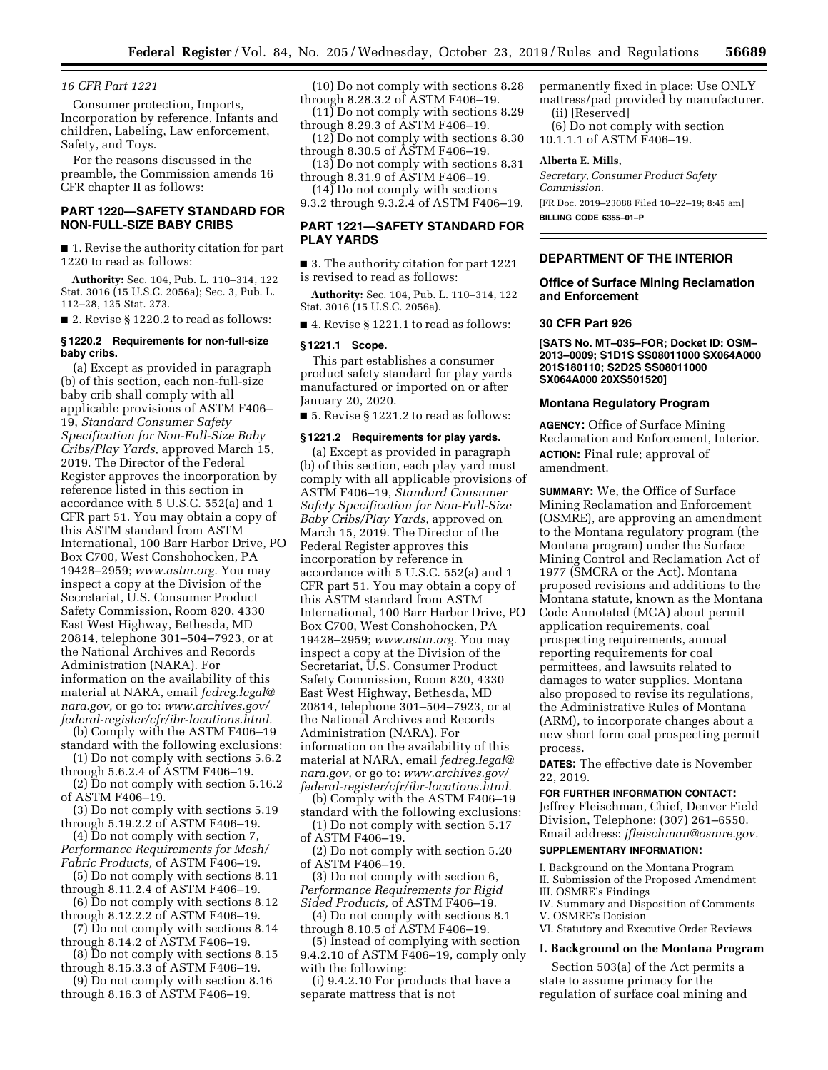*16 CFR Part 1221*

Consumer protection, Imports, Incorporation by reference, Infants and children, Labeling, Law enforcement, Safety, and Toys.

For the reasons discussed in the preamble, the Commission amends 16 CFR chapter II as follows:

## PART 1220—SAFETY STANDARD FOR NON-FULL-SIZE BABY CRIBS

■ 1. Revise the authority citation for part 1220 to read as follows:

**Authority:** Sec. 104, Pub. L. 110–314, 122 Stat. 3016 (15 U.S.C. 2056a); Sec. 3, Pub. L. 112–28, 125 Stat. 273.

■ 2. Revise § 1220.2 to read as follows:

### § 1220.2 Requirements for non-full-size baby cribs.

(a) Except as provided in paragraph (b) of this section, each non-full-size baby crib shall comply with all applicable provisions of ASTM F406–19, *Standard Consumer Safety Specification for Non-Full-Size Baby Cribs/Play Yards,* approved March 15, 2019. The Director of the Federal Register approves the incorporation by reference listed in this section in accordance with 5 U.S.C. 552(a) and 1 CFR part 51. You may obtain a copy of this ASTM standard from ASTM International, 100 Barr Harbor Drive, PO Box C700, West Conshohocken, PA 19428–2959; *www.astm.org.* You may inspect a copy at the Division of the Secretariat, U.S. Consumer Product Safety Commission, Room 820, 4330 East West Highway, Bethesda, MD 20814, telephone 301–504–7923, or at the National Archives and Records Administration (NARA). For information on the availability of this material at NARA, email *fedreg.legal@nara.gov,* or go to: *www.archives.gov/federal-register/cfr/ibr-locations.html.*

(b) Comply with the ASTM F406–19 standard with the following exclusions:

(1) Do not comply with sections 5.6.2 through 5.6.2.4 of ASTM F406–19.

(2) Do not comply with section 5.16.2 of ASTM F406–19.

(3) Do not comply with sections 5.19 through 5.19.2.2 of ASTM F406–19.

(4) Do not comply with section 7, *Performance Requirements for Mesh/Fabric Products,* of ASTM F406–19.

(5) Do not comply with sections 8.11 through 8.11.2.4 of ASTM F406–19.

(6) Do not comply with sections 8.12 through 8.12.2.2 of ASTM F406–19.

(7) Do not comply with sections 8.14 through 8.14.2 of ASTM F406–19.

(8) Do not comply with sections 8.15 through 8.15.3.3 of ASTM F406–19.

(9) Do not comply with section 8.16 through 8.16.3 of ASTM F406–19.

(10) Do not comply with sections 8.28 through 8.28.3.2 of ASTM F406–19.

(11) Do not comply with sections 8.29 through 8.29.3 of ASTM F406–19.

(12) Do not comply with sections 8.30 through 8.30.5 of ASTM F406–19.

(13) Do not comply with sections 8.31 through 8.31.9 of ASTM F406–19.

(14) Do not comply with sections 9.3.2 through 9.3.2.4 of ASTM F406–19.

## PART 1221—SAFETY STANDARD FOR PLAY YARDS

■ 3. The authority citation for part 1221 is revised to read as follows:

**Authority:** Sec. 104, Pub. L. 110–314, 122 Stat. 3016 (15 U.S.C. 2056a).

■ 4. Revise § 1221.1 to read as follows:

### § 1221.1 Scope.

This part establishes a consumer product safety standard for play yards manufactured or imported on or after January 20, 2020.

■ 5. Revise § 1221.2 to read as follows:

### § 1221.2 Requirements for play yards.

(a) Except as provided in paragraph (b) of this section, each play yard must comply with all applicable provisions of ASTM F406–19, *Standard Consumer Safety Specification for Non-Full-Size Baby Cribs/Play Yards,* approved on March 15, 2019. The Director of the Federal Register approves this incorporation by reference in accordance with 5 U.S.C. 552(a) and 1 CFR part 51. You may obtain a copy of this ASTM standard from ASTM International, 100 Barr Harbor Drive, PO Box C700, West Conshohocken, PA 19428–2959; *www.astm.org.* You may inspect a copy at the Division of the Secretariat, U.S. Consumer Product Safety Commission, Room 820, 4330 East West Highway, Bethesda, MD 20814, telephone 301–504–7923, or at the National Archives and Records Administration (NARA). For information on the availability of this material at NARA, email *fedreg.legal@nara.gov,* or go to: *www.archives.gov/federal-register/cfr/ibr-locations.html.*

(b) Comply with the ASTM F406–19 standard with the following exclusions:

(1) Do not comply with section 5.17 of ASTM F406–19.

(2) Do not comply with section 5.20 of ASTM F406–19.

(3) Do not comply with section 6, *Performance Requirements for Rigid Sided Products,* of ASTM F406–19.

(4) Do not comply with sections 8.1 through 8.10.5 of ASTM F406–19.

(5) Instead of complying with section 9.4.2.10 of ASTM F406–19, comply only with the following:

(i) 9.4.2.10 For products that have a separate mattress that is not permanently fixed in place: Use ONLY mattress/pad provided by manufacturer.

(ii) [Reserved]

(6) Do not comply with section 10.1.1.1 of ASTM F406–19.

**Alberta E. Mills,**

*Secretary, Consumer Product Safety Commission.*

[FR Doc. 2019–23088 Filed 10–22–19; 8:45 am]

**BILLING CODE 6355–01–P**

---

## DEPARTMENT OF THE INTERIOR

### Office of Surface Mining Reclamation and Enforcement

### 30 CFR Part 926

**[SATS No. MT–035–FOR; Docket ID: OSM–2013–0009; S1D1S SS08011000 SX064A000 201S180110; S2D2S SS08011000 SX064A000 20XS501520]**

### Montana Regulatory Program

**AGENCY:** Office of Surface Mining Reclamation and Enforcement, Interior.

**ACTION:** Final rule; approval of amendment.

**SUMMARY:** We, the Office of Surface Mining Reclamation and Enforcement (OSMRE), are approving an amendment to the Montana regulatory program (the Montana program) under the Surface Mining Control and Reclamation Act of 1977 (SMCRA or the Act). Montana proposed revisions and additions to the Montana statute, known as the Montana Code Annotated (MCA) about permit application requirements, coal prospecting requirements, annual reporting requirements for coal permittees, and lawsuits related to damages to water supplies. Montana also proposed to revise its regulations, the Administrative Rules of Montana (ARM), to incorporate changes about a new short form coal prospecting permit process.

**DATES:** The effective date is November 22, 2019.

**FOR FURTHER INFORMATION CONTACT:** Jeffrey Fleischman, Chief, Denver Field Division, Telephone: (307) 261–6550. Email address: *jfleischman@osmre.gov.*

**SUPPLEMENTARY INFORMATION:**

I. Background on the Montana Program
II. Submission of the Proposed Amendment
III. OSMRE's Findings
IV. Summary and Disposition of Comments
V. OSMRE's Decision
VI. Statutory and Executive Order Reviews

#### I. Background on the Montana Program

Section 503(a) of the Act permits a state to assume primacy for the regulation of surface coal mining and